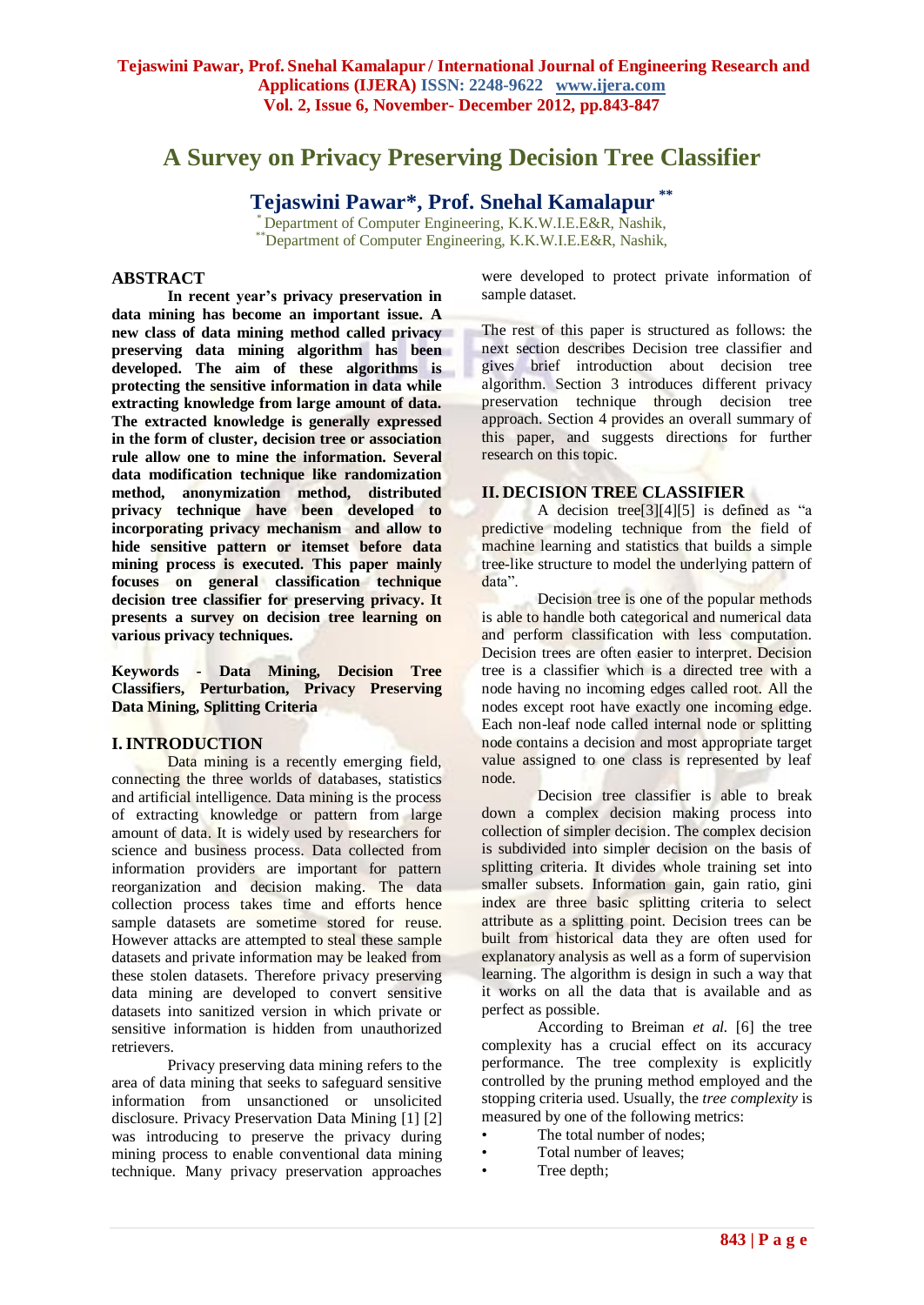# A Survey on Privacy Preserving Decision Tree Classifier

## Tejaswini Pawar*, Prof. Snehal Kamalapur**

*Department of Computer Engineering, K.K.W.I.E.E&R, Nashik,
**Department of Computer Engineering, K.K.W.I.E.E&R, Nashik,

## ABSTRACT

**In recent year's privacy preservation in data mining has become an important issue. A new class of data mining method called privacy preserving data mining algorithm has been developed. The aim of these algorithms is protecting the sensitive information in data while extracting knowledge from large amount of data. The extracted knowledge is generally expressed in the form of cluster, decision tree or association rule allow one to mine the information. Several data modification technique like randomization method, anonymization method, distributed privacy technique have been developed to incorporating privacy mechanism and allow to hide sensitive pattern or itemset before data mining process is executed. This paper mainly focuses on general classification technique decision tree classifier for preserving privacy. It presents a survey on decision tree learning on various privacy techniques.**

**Keywords - Data Mining, Decision Tree Classifiers, Perturbation, Privacy Preserving Data Mining, Splitting Criteria**

## I. INTRODUCTION

Data mining is a recently emerging field, connecting the three worlds of databases, statistics and artificial intelligence. Data mining is the process of extracting knowledge or pattern from large amount of data. It is widely used by researchers for science and business process. Data collected from information providers are important for pattern reorganization and decision making. The data collection process takes time and efforts hence sample datasets are sometime stored for reuse. However attacks are attempted to steal these sample datasets and private information may be leaked from these stolen datasets. Therefore privacy preserving data mining are developed to convert sensitive datasets into sanitized version in which private or sensitive information is hidden from unauthorized retrievers.

Privacy preserving data mining refers to the area of data mining that seeks to safeguard sensitive information from unsanctioned or unsolicited disclosure. Privacy Preservation Data Mining [1] [2] was introducing to preserve the privacy during mining process to enable conventional data mining technique. Many privacy preservation approaches were developed to protect private information of sample dataset.

The rest of this paper is structured as follows: the next section describes Decision tree classifier and gives brief introduction about decision tree algorithm. Section 3 introduces different privacy preservation technique through decision tree approach. Section 4 provides an overall summary of this paper, and suggests directions for further research on this topic.

## II. DECISION TREE CLASSIFIER

A decision tree[3][4][5] is defined as "a predictive modeling technique from the field of machine learning and statistics that builds a simple tree-like structure to model the underlying pattern of data".

Decision tree is one of the popular methods is able to handle both categorical and numerical data and perform classification with less computation. Decision trees are often easier to interpret. Decision tree is a classifier which is a directed tree with a node having no incoming edges called root. All the nodes except root have exactly one incoming edge. Each non-leaf node called internal node or splitting node contains a decision and most appropriate target value assigned to one class is represented by leaf node.

Decision tree classifier is able to break down a complex decision making process into collection of simpler decision. The complex decision is subdivided into simpler decision on the basis of splitting criteria. It divides whole training set into smaller subsets. Information gain, gain ratio, gini index are three basic splitting criteria to select attribute as a splitting point. Decision trees can be built from historical data they are often used for explanatory analysis as well as a form of supervision learning. The algorithm is design in such a way that it works on all the data that is available and as perfect as possible.

According to Breiman *et al.* [6] the tree complexity has a crucial effect on its accuracy performance. The tree complexity is explicitly controlled by the pruning method employed and the stopping criteria used. Usually, the *tree complexity* is measured by one of the following metrics:

- The total number of nodes;
- Total number of leaves;
- Tree depth;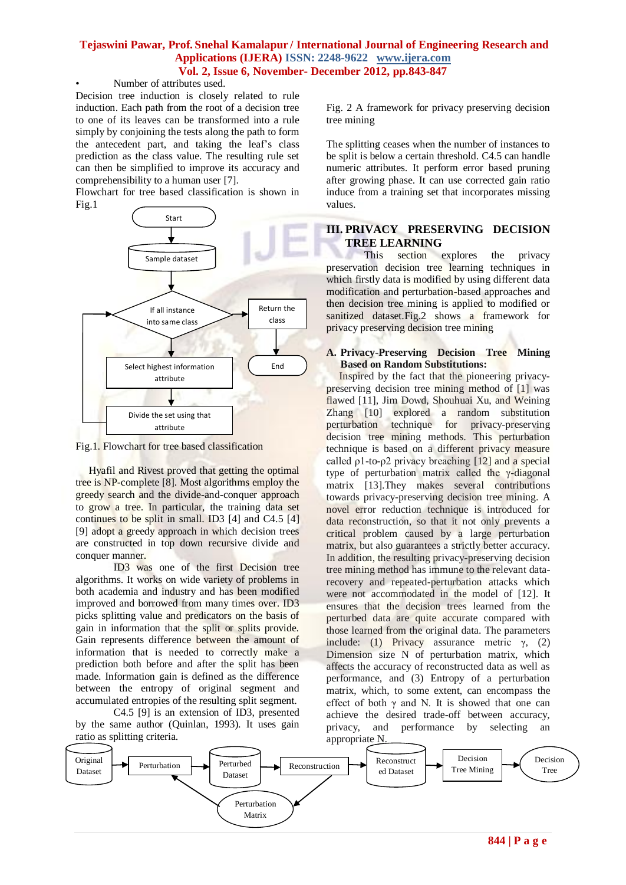- Number of attributes used.

Decision tree induction is closely related to rule induction. Each path from the root of a decision tree to one of its leaves can be transformed into a rule simply by conjoining the tests along the path to form the antecedent part, and taking the leaf's class prediction as the class value. The resulting rule set can then be simplified to improve its accuracy and comprehensibility to a human user [7].

Flowchart for tree based classification is shown in Fig.1

Fig.1. Flowchart for tree based classification

Hyafil and Rivest proved that getting the optimal tree is NP-complete [8]. Most algorithms employ the greedy search and the divide-and-conquer approach to grow a tree. In particular, the training data set continues to be split in small. ID3 [4] and C4.5 [4] [9] adopt a greedy approach in which decision trees are constructed in top down recursive divide and conquer manner.

ID3 was one of the first Decision tree algorithms. It works on wide variety of problems in both academia and industry and has been modified improved and borrowed from many times over. ID3 picks splitting value and predicators on the basis of gain in information that the split or splits provide. Gain represents difference between the amount of information that is needed to correctly make a prediction both before and after the split has been made. Information gain is defined as the difference between the entropy of original segment and accumulated entropies of the resulting split segment.

C4.5 [9] is an extension of ID3, presented by the same author (Quinlan, 1993). It uses gain ratio as splitting criteria.

Fig. 2 A framework for privacy preserving decision tree mining

The splitting ceases when the number of instances to be split is below a certain threshold. C4.5 can handle numeric attributes. It perform error based pruning after growing phase. It can use corrected gain ratio induce from a training set that incorporates missing values.

## III. PRIVACY PRESERVING DECISION TREE LEARNING

This section explores the privacy preservation decision tree learning techniques in which firstly data is modified by using different data modification and perturbation-based approaches and then decision tree mining is applied to modified or sanitized dataset.Fig.2 shows a framework for privacy preserving decision tree mining

### A. Privacy-Preserving Decision Tree Mining Based on Random Substitutions:

Inspired by the fact that the pioneering privacy-preserving decision tree mining method of [1] was flawed [11], Jim Dowd, Shouhuai Xu, and Weining Zhang [10] explored a random substitution perturbation technique for privacy-preserving decision tree mining methods. This perturbation technique is based on a different privacy measure called $\rho_1$-to-$\rho_2$ privacy breaching [12] and a special type of perturbation matrix called the $\gamma$-diagonal matrix [13].They makes several contributions towards privacy-preserving decision tree mining. A novel error reduction technique is introduced for data reconstruction, so that it not only prevents a critical problem caused by a large perturbation matrix, but also guarantees a strictly better accuracy. In addition, the resulting privacy-preserving decision tree mining method has immune to the relevant data-recovery and repeated-perturbation attacks which were not accommodated in the model of [12]. It ensures that the decision trees learned from the perturbed data are quite accurate compared with those learned from the original data. The parameters include: (1) Privacy assurance metric $\gamma$, (2) Dimension size N of perturbation matrix, which affects the accuracy of reconstructed data as well as performance, and (3) Entropy of a perturbation matrix, which, to some extent, can encompass the effect of both $\gamma$ and N. It is showed that one can achieve the desired trade-off between accuracy, privacy, and performance by selecting an appropriate N.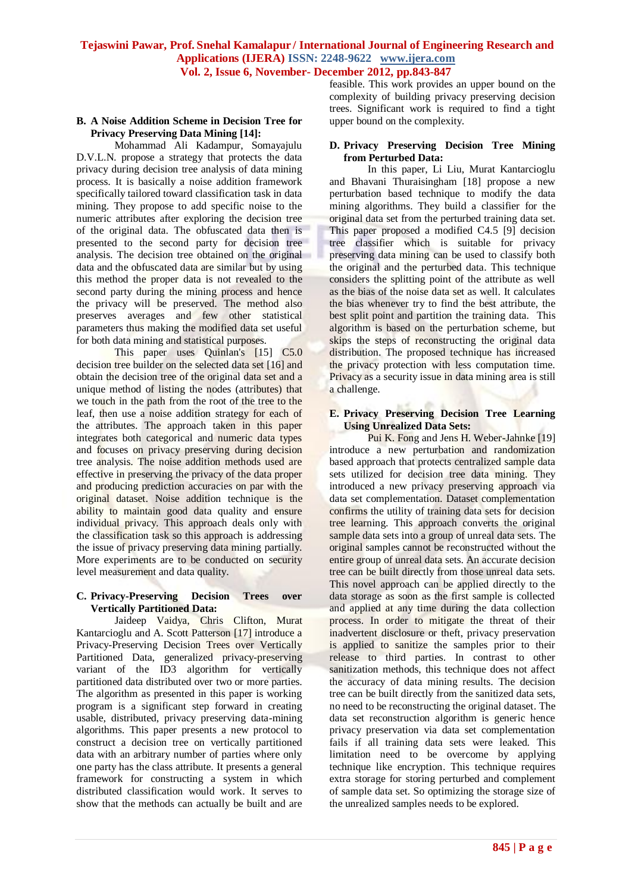### B. A Noise Addition Scheme in Decision Tree for Privacy Preserving Data Mining [14]:

Mohammad Ali Kadampur, Somayajulu D.V.L.N. propose a strategy that protects the data privacy during decision tree analysis of data mining process. It is basically a noise addition framework specifically tailored toward classification task in data mining. They propose to add specific noise to the numeric attributes after exploring the decision tree of the original data. The obfuscated data then is presented to the second party for decision tree analysis. The decision tree obtained on the original data and the obfuscated data are similar but by using this method the proper data is not revealed to the second party during the mining process and hence the privacy will be preserved. The method also preserves averages and few other statistical parameters thus making the modified data set useful for both data mining and statistical purposes.

This paper uses Quinlan's [15] C5.0 decision tree builder on the selected data set [16] and obtain the decision tree of the original data set and a unique method of listing the nodes (attributes) that we touch in the path from the root of the tree to the leaf, then use a noise addition strategy for each of the attributes. The approach taken in this paper integrates both categorical and numeric data types and focuses on privacy preserving during decision tree analysis. The noise addition methods used are effective in preserving the privacy of the data proper and producing prediction accuracies on par with the original dataset. Noise addition technique is the ability to maintain good data quality and ensure individual privacy. This approach deals only with the classification task so this approach is addressing the issue of privacy preserving data mining partially. More experiments are to be conducted on security level measurement and data quality.

### C. Privacy-Preserving Decision Trees over Vertically Partitioned Data:

Jaideep Vaidya, Chris Clifton, Murat Kantarcioglu and A. Scott Patterson [17] introduce a Privacy-Preserving Decision Trees over Vertically Partitioned Data, generalized privacy-preserving variant of the ID3 algorithm for vertically partitioned data distributed over two or more parties. The algorithm as presented in this paper is working program is a significant step forward in creating usable, distributed, privacy preserving data-mining algorithms. This paper presents a new protocol to construct a decision tree on vertically partitioned data with an arbitrary number of parties where only one party has the class attribute. It presents a general framework for constructing a system in which distributed classification would work. It serves to show that the methods can actually be built and are feasible. This work provides an upper bound on the complexity of building privacy preserving decision trees. Significant work is required to find a tight upper bound on the complexity.

### D. Privacy Preserving Decision Tree Mining from Perturbed Data:

In this paper, Li Liu, Murat Kantarcioglu and Bhavani Thuraisingham [18] propose a new perturbation based technique to modify the data mining algorithms. They build a classifier for the original data set from the perturbed training data set. This paper proposed a modified C4.5 [9] decision tree classifier which is suitable for privacy preserving data mining can be used to classify both the original and the perturbed data. This technique considers the splitting point of the attribute as well as the bias of the noise data set as well. It calculates the bias whenever try to find the best attribute, the best split point and partition the training data. This algorithm is based on the perturbation scheme, but skips the steps of reconstructing the original data distribution. The proposed technique has increased the privacy protection with less computation time. Privacy as a security issue in data mining area is still a challenge.

### E. Privacy Preserving Decision Tree Learning Using Unrealized Data Sets:

Pui K. Fong and Jens H. Weber-Jahnke [19] introduce a new perturbation and randomization based approach that protects centralized sample data sets utilized for decision tree data mining. They introduced a new privacy preserving approach via data set complementation. Dataset complementation confirms the utility of training data sets for decision tree learning. This approach converts the original sample data sets into a group of unreal data sets. The original samples cannot be reconstructed without the entire group of unreal data sets. An accurate decision tree can be built directly from those unreal data sets. This novel approach can be applied directly to the data storage as soon as the first sample is collected and applied at any time during the data collection process. In order to mitigate the threat of their inadvertent disclosure or theft, privacy preservation is applied to sanitize the samples prior to their release to third parties. In contrast to other sanitization methods, this technique does not affect the accuracy of data mining results. The decision tree can be built directly from the sanitized data sets, no need to be reconstructing the original dataset. The data set reconstruction algorithm is generic hence privacy preservation via data set complementation fails if all training data sets were leaked. This limitation need to be overcome by applying technique like encryption. This technique requires extra storage for storing perturbed and complement of sample data set. So optimizing the storage size of the unrealized samples needs to be explored.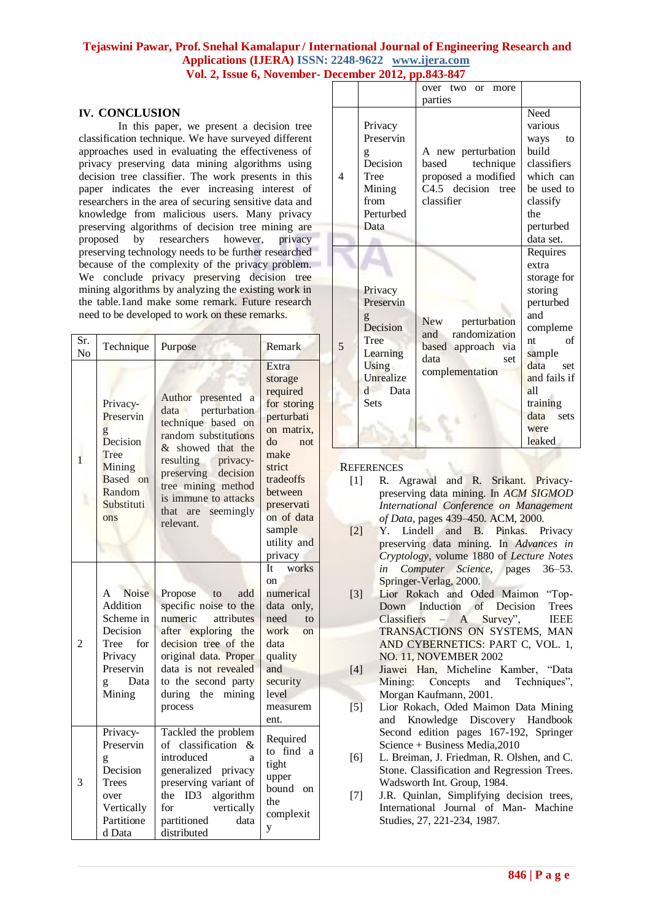## IV. CONCLUSION

In this paper, we present a decision tree classification technique. We have surveyed different approaches used in evaluating the effectiveness of privacy preserving data mining algorithms using decision tree classifier. The work presents in this paper indicates the ever increasing interest of researchers in the area of securing sensitive data and knowledge from malicious users. Many privacy preserving algorithms of decision tree mining are proposed by researchers however, privacy preserving technology needs to be further researched because of the complexity of the privacy problem. We conclude privacy preserving decision tree mining algorithms by analyzing the existing work in the table.1and make some remark. Future research need to be developed to work on these remarks.

| Sr. No | Technique | Purpose | Remark |
|---|---|---|---|
| 1 | Privacy-Preserving Decision Tree Mining Based on Random Substitutions | Author presented a data perturbation technique based on random substitutions & showed that the resulting privacy-preserving decision tree mining method is immune to attacks that are seemingly relevant. | Extra storage required for storing perturbation matrix, do not make strict tradeoffs between preservation of data sample utility and privacy |
| 2 | A Noise Addition Scheme in Decision Tree for Privacy Preserving Data Mining | Propose to add specific noise to the numeric attributes after exploring the decision tree of the original data. Proper data is not revealed to the second party during the mining process | It works on numerical data only, need to work on data quality and security level measurement. |
| 3 | Privacy-Preserving Decision Trees over Vertically Partitioned Data | Tackled the problem of classification & introduced a generalized privacy preserving variant of the ID3 algorithm for vertically partitioned data distributed over two or more parties | Required to find a tight upper bound on the complexity |
| 4 | Privacy Preserving Decision Tree Mining from Perturbed Data | A new perturbation based technique proposed a modified C4.5 decision tree classifier | Need various ways to build classifiers which can be used to classify the perturbed data set. |
| 5 | Privacy Preserving Decision Tree Learning Using Unrealized Data Sets | New perturbation and randomization based approach via data set complementation | Requires extra storage for storing perturbed and complement of sample data set and fails if all training data sets were leaked |

## REFERENCES

[1] R. Agrawal and R. Srikant. Privacy-preserving data mining. In *ACM SIGMOD International Conference on Management of Data*, pages 439–450. ACM, 2000.

[2] Y. Lindell and B. Pinkas. Privacy preserving data mining. In *Advances in Cryptology*, volume 1880 of *Lecture Notes in Computer Science*, pages 36–53. Springer-Verlag, 2000.

[3] Lior Rokach and Oded Maimon "Top-Down Induction of Decision Trees Classifiers – A Survey", IEEE TRANSACTIONS ON SYSTEMS, MAN AND CYBERNETICS: PART C, VOL. 1, NO. 11, NOVEMBER 2002

[4] Jiawei Han, Micheline Kamber, "Data Mining: Concepts and Techniques", Morgan Kaufmann, 2001.

[5] Lior Rokach, Oded Maimon Data Mining and Knowledge Discovery Handbook Second edition pages 167-192, Springer Science + Business Media,2010

[6] L. Breiman, J. Friedman, R. Olshen, and C. Stone. Classification and Regression Trees. Wadsworth Int. Group, 1984.

[7] J.R. Quinlan, Simplifying decision trees, International Journal of Man- Machine Studies, 27, 221-234, 1987.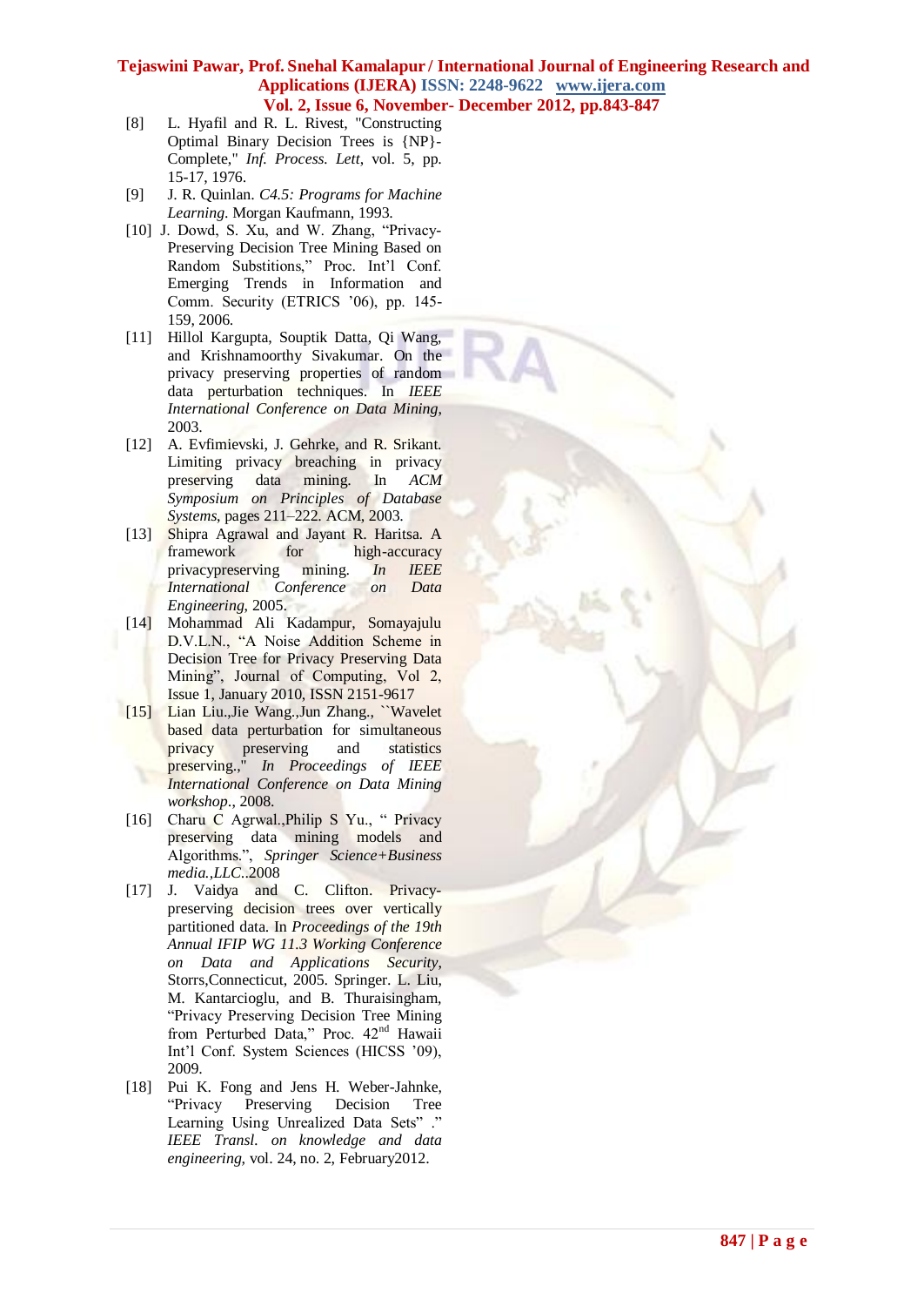[8] L. Hyafil and R. L. Rivest, "Constructing Optimal Binary Decision Trees is {NP}-Complete," *Inf. Process. Lett*, vol. 5, pp. 15-17, 1976.

[9] J. R. Quinlan. *C4.5: Programs for Machine Learning*. Morgan Kaufmann, 1993.

[10] J. Dowd, S. Xu, and W. Zhang, "Privacy-Preserving Decision Tree Mining Based on Random Substitions," Proc. Int'l Conf. Emerging Trends in Information and Comm. Security (ETRICS '06), pp. 145-159, 2006.

[11] Hillol Kargupta, Souptik Datta, Qi Wang, and Krishnamoorthy Sivakumar. On the privacy preserving properties of random data perturbation techniques. In *IEEE International Conference on Data Mining*, 2003.

[12] A. Evfimievski, J. Gehrke, and R. Srikant. Limiting privacy breaching in privacy preserving data mining. In *ACM Symposium on Principles of Database Systems*, pages 211–222. ACM, 2003.

[13] Shipra Agrawal and Jayant R. Haritsa. A framework for high-accuracy privacypreserving mining. *In IEEE International Conference on Data Engineering*, 2005.

[14] Mohammad Ali Kadampur, Somayajulu D.V.L.N., "A Noise Addition Scheme in Decision Tree for Privacy Preserving Data Mining", Journal of Computing, Vol 2, Issue 1, January 2010, ISSN 2151-9617

[15] Lian Liu.,Jie Wang.,Jun Zhang., ``Wavelet based data perturbation for simultaneous privacy preserving and statistics preserving.," *In Proceedings of IEEE International Conference on Data Mining workshop.*, 2008.

[16] Charu C Agrwal.,Philip S Yu., " Privacy preserving data mining models and Algorithms.", *Springer Science+Business media.,LLC.*.2008

[17] J. Vaidya and C. Clifton. Privacy-preserving decision trees over vertically partitioned data. In *Proceedings of the 19th Annual IFIP WG 11.3 Working Conference on Data and Applications Security*, Storrs,Connecticut, 2005. Springer. L. Liu, M. Kantarcioglu, and B. Thuraisingham, "Privacy Preserving Decision Tree Mining from Perturbed Data," Proc. 42nd Hawaii Int'l Conf. System Sciences (HICSS '09), 2009.

[18] Pui K. Fong and Jens H. Weber-Jahnke, "Privacy Preserving Decision Tree Learning Using Unrealized Data Sets" ." *IEEE Transl. on knowledge and data engineering*, vol. 24, no. 2, February2012.